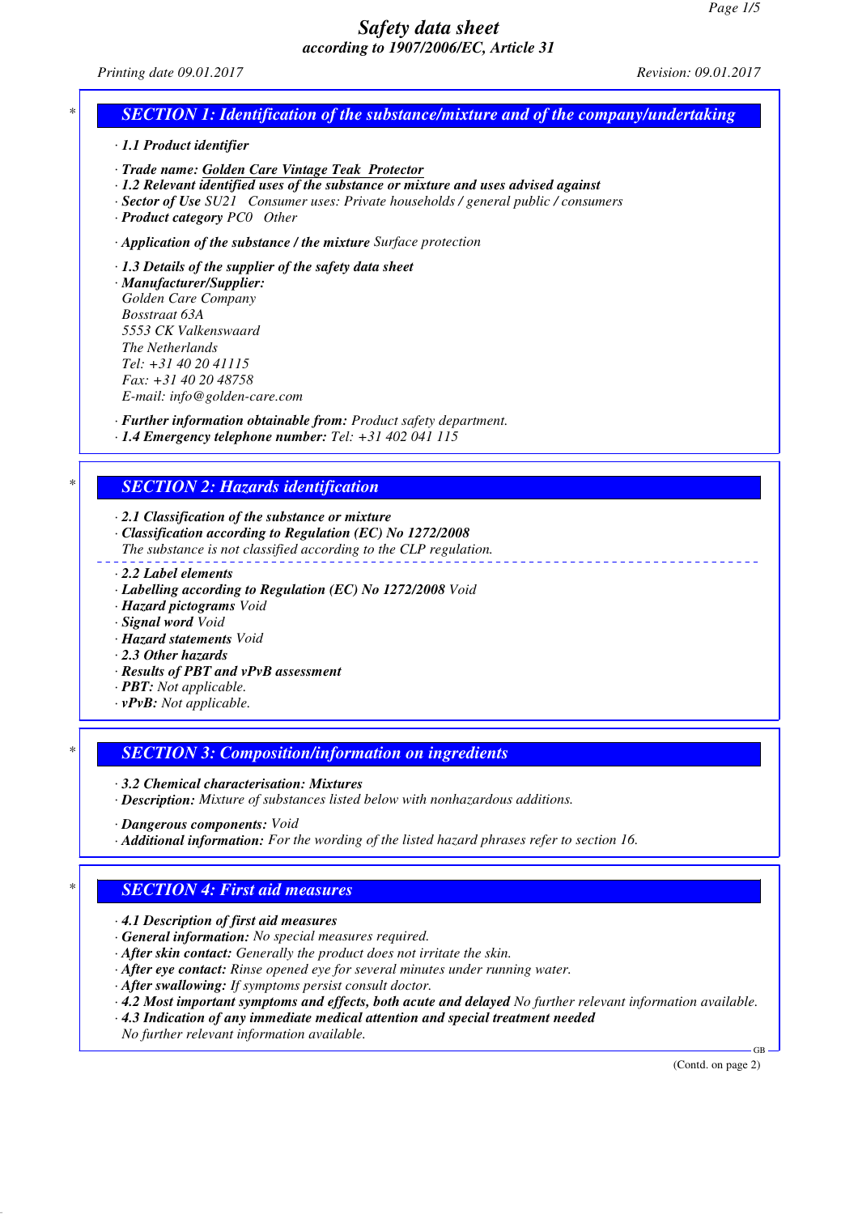# Safety data sheet
## according to 1907/2006/EC, Article 31

Printing date 09.01.2017 Revision: 09.01.2017

## SECTION 1: Identification of the substance/mixture and of the company/undertaking

· **1.1 Product identifier**

· **Trade name: Golden Care Vintage Teak Protector**
· **1.2 Relevant identified uses of the substance or mixture and uses advised against**
· **Sector of Use** SU21 Consumer uses: Private households / general public / consumers
· **Product category** PC0 Other

· **Application of the substance / the mixture** Surface protection

· **1.3 Details of the supplier of the safety data sheet**
· **Manufacturer/Supplier:**
Golden Care Company
Bosstraat 63A
5553 CK Valkenswaard
The Netherlands
Tel: +31 40 20 41115
Fax: +31 40 20 48758
E-mail: info@golden-care.com

· **Further information obtainable from:** Product safety department.
· **1.4 Emergency telephone number:** Tel: +31 402 041 115

## SECTION 2: Hazards identification

· **2.1 Classification of the substance or mixture**
· **Classification according to Regulation (EC) No 1272/2008**
The substance is not classified according to the CLP regulation.

· **2.2 Label elements**
· **Labelling according to Regulation (EC) No 1272/2008** Void
· **Hazard pictograms** Void
· **Signal word** Void
· **Hazard statements** Void
· **2.3 Other hazards**
· **Results of PBT and vPvB assessment**
· **PBT:** Not applicable.
· **vPvB:** Not applicable.

## SECTION 3: Composition/information on ingredients

· **3.2 Chemical characterisation: Mixtures**
· **Description:** Mixture of substances listed below with nonhazardous additions.

· **Dangerous components:** Void
· **Additional information:** For the wording of the listed hazard phrases refer to section 16.

## SECTION 4: First aid measures

· **4.1 Description of first aid measures**
· **General information:** No special measures required.
· **After skin contact:** Generally the product does not irritate the skin.
· **After eye contact:** Rinse opened eye for several minutes under running water.
· **After swallowing:** If symptoms persist consult doctor.
· **4.2 Most important symptoms and effects, both acute and delayed** No further relevant information available.
· **4.3 Indication of any immediate medical attention and special treatment needed**
No further relevant information available.

(Contd. on page 2)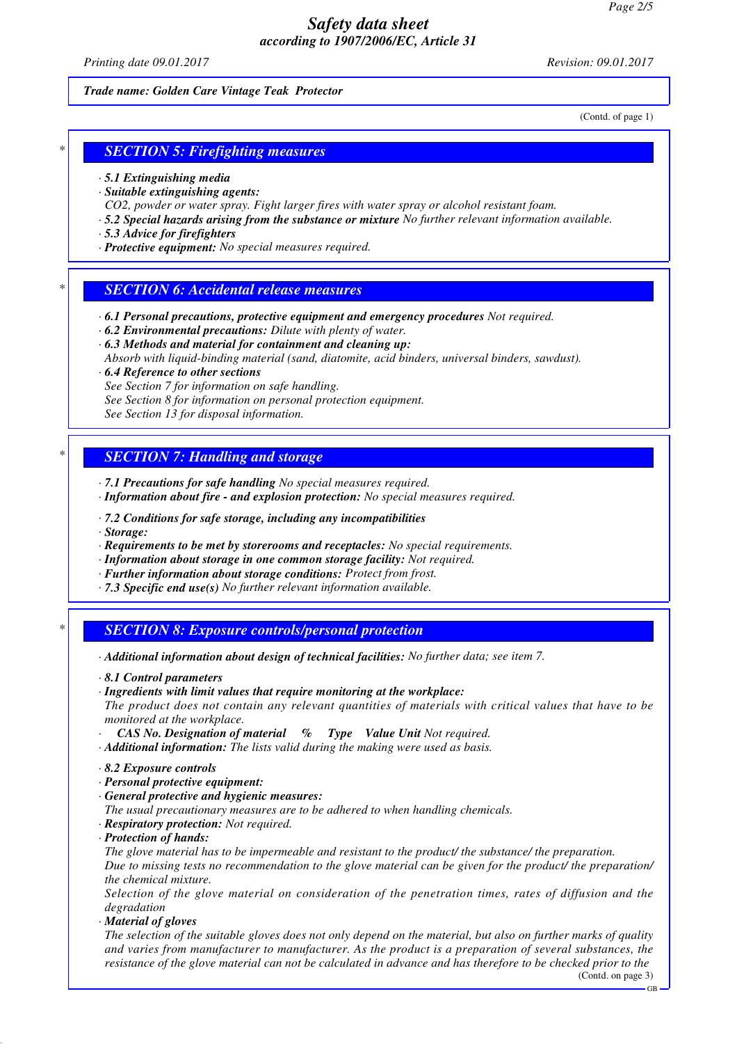*Trade name: Golden Care Vintage Teak Protector*

(Contd. of page 1)

## SECTION 5: Firefighting measures

· **5.1 Extinguishing media**
· **Suitable extinguishing agents:**
CO2, powder or water spray. Fight larger fires with water spray or alcohol resistant foam.
· **5.2 Special hazards arising from the substance or mixture** No further relevant information available.
· **5.3 Advice for firefighters**
· **Protective equipment:** No special measures required.

## SECTION 6: Accidental release measures

· **6.1 Personal precautions, protective equipment and emergency procedures** Not required.
· **6.2 Environmental precautions:** Dilute with plenty of water.
· **6.3 Methods and material for containment and cleaning up:**
Absorb with liquid-binding material (sand, diatomite, acid binders, universal binders, sawdust).
· **6.4 Reference to other sections**
See Section 7 for information on safe handling.
See Section 8 for information on personal protection equipment.
See Section 13 for disposal information.

## SECTION 7: Handling and storage

· **7.1 Precautions for safe handling** No special measures required.
· **Information about fire - and explosion protection:** No special measures required.

· **7.2 Conditions for safe storage, including any incompatibilities**
· **Storage:**
· **Requirements to be met by storerooms and receptacles:** No special requirements.
· **Information about storage in one common storage facility:** Not required.
· **Further information about storage conditions:** Protect from frost.
· **7.3 Specific end use(s)** No further relevant information available.

## SECTION 8: Exposure controls/personal protection

· **Additional information about design of technical facilities:** No further data; see item 7.

· **8.1 Control parameters**
· **Ingredients with limit values that require monitoring at the workplace:**
The product does not contain any relevant quantities of materials with critical values that have to be monitored at the workplace.
· **CAS No. Designation of material % Type Value Unit** Not required.
· **Additional information:** The lists valid during the making were used as basis.

· **8.2 Exposure controls**
· **Personal protective equipment:**
· **General protective and hygienic measures:**
The usual precautionary measures are to be adhered to when handling chemicals.
· **Respiratory protection:** Not required.
· **Protection of hands:**
The glove material has to be impermeable and resistant to the product/ the substance/ the preparation.
Due to missing tests no recommendation to the glove material can be given for the product/ the preparation/ the chemical mixture.
Selection of the glove material on consideration of the penetration times, rates of diffusion and the degradation
· **Material of gloves**
The selection of the suitable gloves does not only depend on the material, but also on further marks of quality and varies from manufacturer to manufacturer. As the product is a preparation of several substances, the resistance of the glove material can not be calculated in advance and has therefore to be checked prior to the

(Contd. on page 3)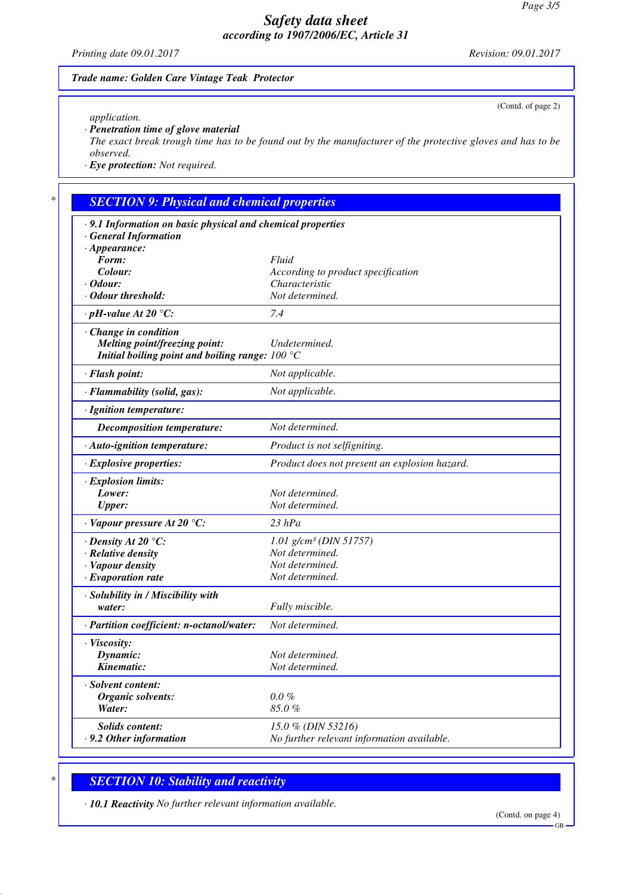**Trade name: Golden Care Vintage Teak Protector**

(Contd. of page 2)

application.

· **Penetration time of glove material**

The exact break trough time has to be found out by the manufacturer of the protective gloves and has to be observed.

· **Eye protection:** Not required.

## SECTION 9: Physical and chemical properties

| | |
|---|---|
| · **9.1 Information on basic physical and chemical properties** | |
| · **General Information** | |
| · **Appearance:** | |
| **Form:** | Fluid |
| **Colour:** | According to product specification |
| · **Odour:** | Characteristic |
| · **Odour threshold:** | Not determined. |
| · **pH-value At 20 °C:** | 7.4 |
| · **Change in condition** | |
| **Melting point/freezing point:** | Undetermined. |
| **Initial boiling point and boiling range:** | 100 °C |
| · **Flash point:** | Not applicable. |
| · **Flammability (solid, gas):** | Not applicable. |
| · **Ignition temperature:** | |
| **Decomposition temperature:** | Not determined. |
| · **Auto-ignition temperature:** | Product is not selfigniting. |
| · **Explosive properties:** | Product does not present an explosion hazard. |
| · **Explosion limits:** | |
| **Lower:** | Not determined. |
| **Upper:** | Not determined. |
| · **Vapour pressure At 20 °C:** | 23 hPa |
| · **Density At 20 °C:** | 1.01 g/cm³ (DIN 51757) |
| · **Relative density** | Not determined. |
| · **Vapour density** | Not determined. |
| · **Evaporation rate** | Not determined. |
| · **Solubility in / Miscibility with** | |
| **water:** | Fully miscible. |
| · **Partition coefficient: n-octanol/water:** | Not determined. |
| · **Viscosity:** | |
| **Dynamic:** | Not determined. |
| **Kinematic:** | Not determined. |
| · **Solvent content:** | |
| **Organic solvents:** | 0.0 % |
| **Water:** | 85.0 % |
| **Solids content:** | 15.0 % (DIN 53216) |
| · **9.2 Other information** | No further relevant information available. |

## SECTION 10: Stability and reactivity

· **10.1 Reactivity** No further relevant information available.

(Contd. on page 4)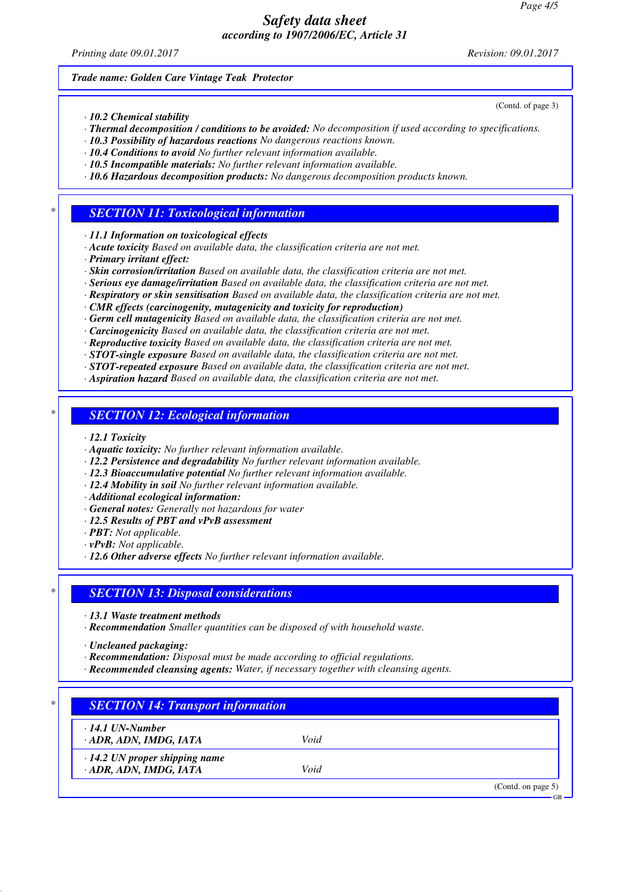Trade name: Golden Care Vintage Teak Protector

(Contd. of page 3)

· **10.2 Chemical stability**
· **Thermal decomposition / conditions to be avoided:** No decomposition if used according to specifications.
· **10.3 Possibility of hazardous reactions** No dangerous reactions known.
· **10.4 Conditions to avoid** No further relevant information available.
· **10.5 Incompatible materials:** No further relevant information available.
· **10.6 Hazardous decomposition products:** No dangerous decomposition products known.

## SECTION 11: Toxicological information

· **11.1 Information on toxicological effects**
· **Acute toxicity** Based on available data, the classification criteria are not met.
· **Primary irritant effect:**
· **Skin corrosion/irritation** Based on available data, the classification criteria are not met.
· **Serious eye damage/irritation** Based on available data, the classification criteria are not met.
· **Respiratory or skin sensitisation** Based on available data, the classification criteria are not met.
· **CMR effects (carcinogenity, mutagenicity and toxicity for reproduction)**
· **Germ cell mutagenicity** Based on available data, the classification criteria are not met.
· **Carcinogenicity** Based on available data, the classification criteria are not met.
· **Reproductive toxicity** Based on available data, the classification criteria are not met.
· **STOT-single exposure** Based on available data, the classification criteria are not met.
· **STOT-repeated exposure** Based on available data, the classification criteria are not met.
· **Aspiration hazard** Based on available data, the classification criteria are not met.

## SECTION 12: Ecological information

· **12.1 Toxicity**
· **Aquatic toxicity:** No further relevant information available.
· **12.2 Persistence and degradability** No further relevant information available.
· **12.3 Bioaccumulative potential** No further relevant information available.
· **12.4 Mobility in soil** No further relevant information available.
· **Additional ecological information:**
· **General notes:** Generally not hazardous for water
· **12.5 Results of PBT and vPvB assessment**
· **PBT:** Not applicable.
· **vPvB:** Not applicable.
· **12.6 Other adverse effects** No further relevant information available.

## SECTION 13: Disposal considerations

· **13.1 Waste treatment methods**
· **Recommendation** Smaller quantities can be disposed of with household waste.

· **Uncleaned packaging:**
· **Recommendation:** Disposal must be made according to official regulations.
· **Recommended cleansing agents:** Water, if necessary together with cleansing agents.

## SECTION 14: Transport information

| | |
|---|---|
| · **14.1 UN-Number**<br>· **ADR, ADN, IMDG, IATA** | Void |
| · **14.2 UN proper shipping name**<br>· **ADR, ADN, IMDG, IATA** | Void |

(Contd. on page 5)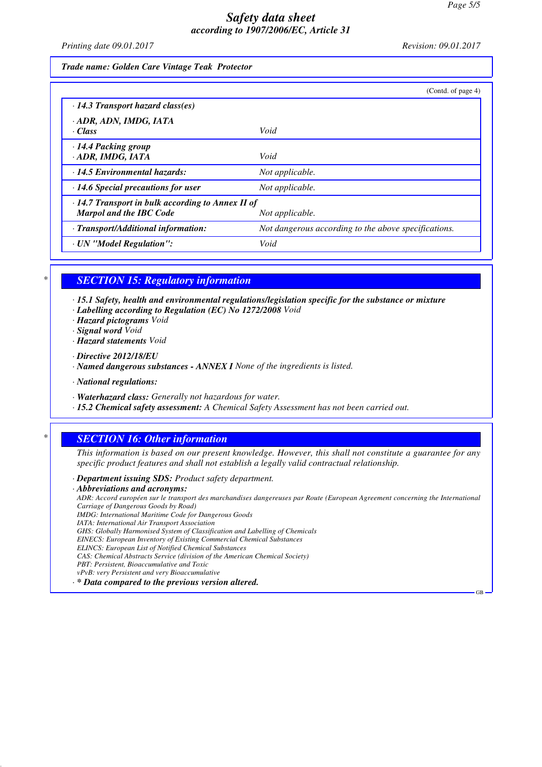*Trade name: Golden Care Vintage Teak Protector*

(Contd. of page 4)

| | |
|---|---|
| · **14.3 Transport hazard class(es)** | |
| · **ADR, ADN, IMDG, IATA** · **Class** | *Void* |
| · **14.4 Packing group** · **ADR, IMDG, IATA** | *Void* |
| · **14.5 Environmental hazards:** | *Not applicable.* |
| · **14.6 Special precautions for user** | *Not applicable.* |
| · **14.7 Transport in bulk according to Annex II of Marpol and the IBC Code** | *Not applicable.* |
| · **Transport/Additional information:** | *Not dangerous according to the above specifications.* |
| · **UN "Model Regulation":** | *Void* |

\*

## SECTION 15: Regulatory information

· **15.1 Safety, health and environmental regulations/legislation specific for the substance or mixture**
· **Labelling according to Regulation (EC) No 1272/2008** *Void*
· **Hazard pictograms** *Void*
· **Signal word** *Void*
· **Hazard statements** *Void*

· **Directive 2012/18/EU**
· **Named dangerous substances - ANNEX I** *None of the ingredients is listed.*

· **National regulations:**

· **Waterhazard class:** *Generally not hazardous for water.*
· **15.2 Chemical safety assessment:** *A Chemical Safety Assessment has not been carried out.*

\*

## SECTION 16: Other information

*This information is based on our present knowledge. However, this shall not constitute a guarantee for any specific product features and shall not establish a legally valid contractual relationship.*

· **Department issuing SDS:** *Product safety department.*
· **Abbreviations and acronyms:**
*ADR: Accord européen sur le transport des marchandises dangereuses par Route (European Agreement concerning the International Carriage of Dangerous Goods by Road)*
*IMDG: International Maritime Code for Dangerous Goods*
*IATA: International Air Transport Association*
*GHS: Globally Harmonised System of Classification and Labelling of Chemicals*
*EINECS: European Inventory of Existing Commercial Chemical Substances*
*ELINCS: European List of Notified Chemical Substances*
*CAS: Chemical Abstracts Service (division of the American Chemical Society)*
*PBT: Persistent, Bioaccumulative and Toxic*
*vPvB: very Persistent and very Bioaccumulative*
· **\* Data compared to the previous version altered.**